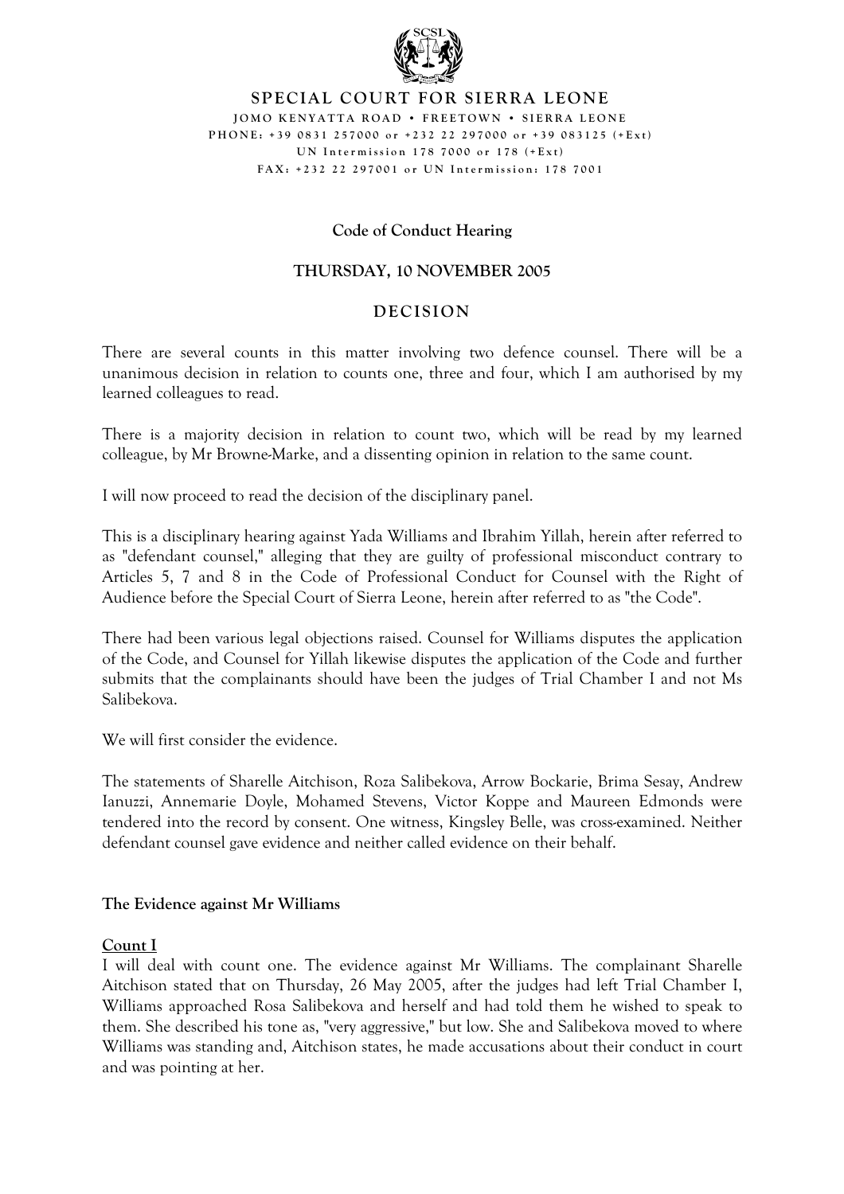**SPECIAL COURT FOR SIERRA LEONE**

JOMO KENYATTA ROAD • FREETOWN • SIERRA LEONE
PHONE: +39 0831 257000 or +232 22 297000 or +39 083125 (+Ext)
UN Intermission 178 7000 or 178 (+Ext)
FAX: +232 22 297001 or UN Intermission: 178 7001

**Code of Conduct Hearing**

**THURSDAY, 10 NOVEMBER 2005**

**DECISION**

There are several counts in this matter involving two defence counsel. There will be a unanimous decision in relation to counts one, three and four, which I am authorised by my learned colleagues to read.

There is a majority decision in relation to count two, which will be read by my learned colleague, by Mr Browne-Marke, and a dissenting opinion in relation to the same count.

I will now proceed to read the decision of the disciplinary panel.

This is a disciplinary hearing against Yada Williams and Ibrahim Yillah, herein after referred to as "defendant counsel," alleging that they are guilty of professional misconduct contrary to Articles 5, 7 and 8 in the Code of Professional Conduct for Counsel with the Right of Audience before the Special Court of Sierra Leone, herein after referred to as "the Code".

There had been various legal objections raised. Counsel for Williams disputes the application of the Code, and Counsel for Yillah likewise disputes the application of the Code and further submits that the complainants should have been the judges of Trial Chamber I and not Ms Salibekova.

We will first consider the evidence.

The statements of Sharelle Aitchison, Roza Salibekova, Arrow Bockarie, Brima Sesay, Andrew Ianuzzi, Annemarie Doyle, Mohamed Stevens, Victor Koppe and Maureen Edmonds were tendered into the record by consent. One witness, Kingsley Belle, was cross-examined. Neither defendant counsel gave evidence and neither called evidence on their behalf.

**The Evidence against Mr Williams**

**Count I**

I will deal with count one. The evidence against Mr Williams. The complainant Sharelle Aitchison stated that on Thursday, 26 May 2005, after the judges had left Trial Chamber I, Williams approached Rosa Salibekova and herself and had told them he wished to speak to them. She described his tone as, "very aggressive," but low. She and Salibekova moved to where Williams was standing and, Aitchison states, he made accusations about their conduct in court and was pointing at her.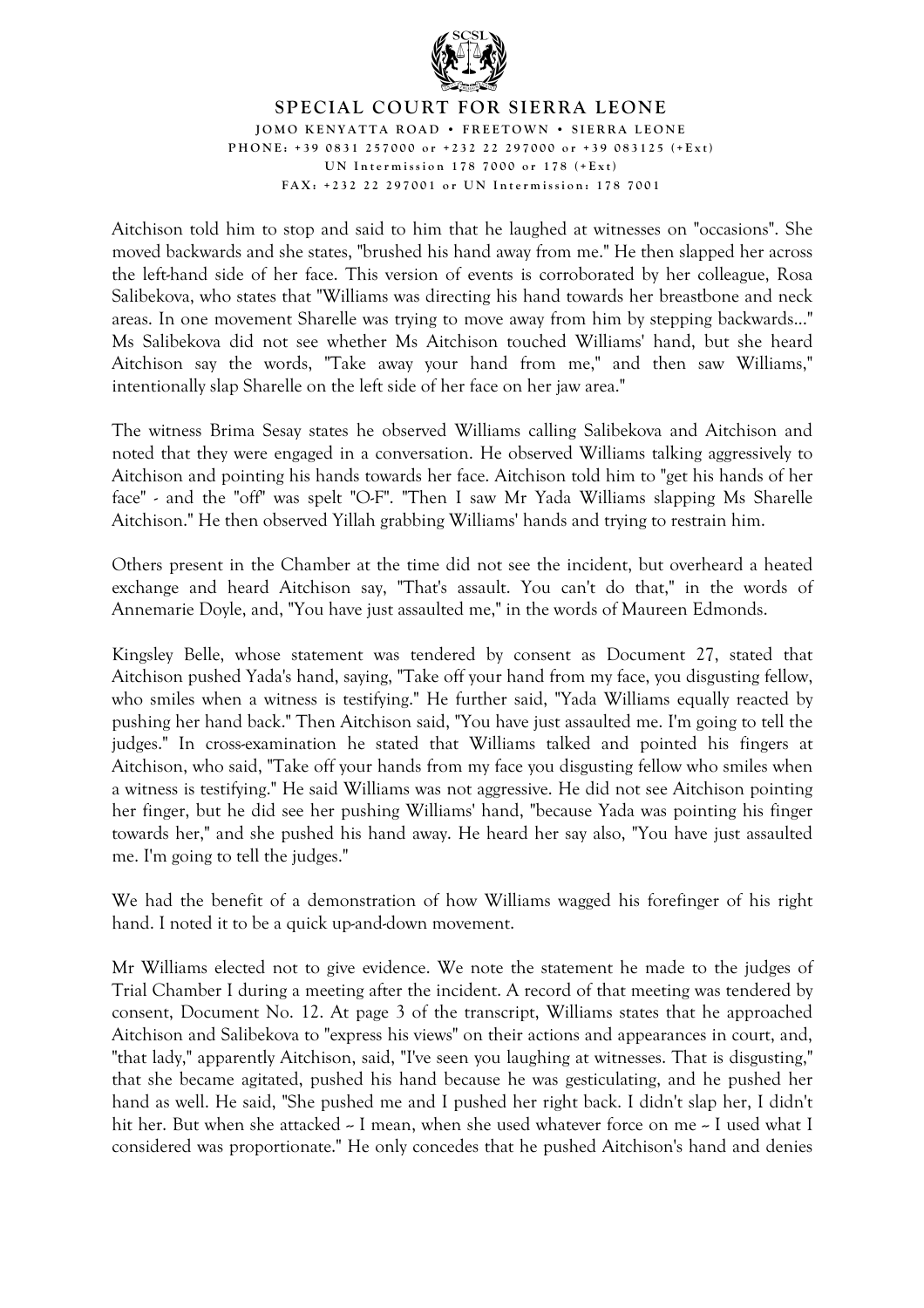Aitchison told him to stop and said to him that he laughed at witnesses on "occasions". She moved backwards and she states, "brushed his hand away from me." He then slapped her across the left-hand side of her face. This version of events is corroborated by her colleague, Rosa Salibekova, who states that "Williams was directing his hand towards her breastbone and neck areas. In one movement Sharelle was trying to move away from him by stepping backwards..." Ms Salibekova did not see whether Ms Aitchison touched Williams' hand, but she heard Aitchison say the words, "Take away your hand from me," and then saw Williams," intentionally slap Sharelle on the left side of her face on her jaw area."

The witness Brima Sesay states he observed Williams calling Salibekova and Aitchison and noted that they were engaged in a conversation. He observed Williams talking aggressively to Aitchison and pointing his hands towards her face. Aitchison told him to "get his hands of her face" - and the "off" was spelt "O-F". "Then I saw Mr Yada Williams slapping Ms Sharelle Aitchison." He then observed Yillah grabbing Williams' hands and trying to restrain him.

Others present in the Chamber at the time did not see the incident, but overheard a heated exchange and heard Aitchison say, "That's assault. You can't do that," in the words of Annemarie Doyle, and, "You have just assaulted me," in the words of Maureen Edmonds.

Kingsley Belle, whose statement was tendered by consent as Document 27, stated that Aitchison pushed Yada's hand, saying, "Take off your hand from my face, you disgusting fellow, who smiles when a witness is testifying." He further said, "Yada Williams equally reacted by pushing her hand back." Then Aitchison said, "You have just assaulted me. I'm going to tell the judges." In cross-examination he stated that Williams talked and pointed his fingers at Aitchison, who said, "Take off your hands from my face you disgusting fellow who smiles when a witness is testifying." He said Williams was not aggressive. He did not see Aitchison pointing her finger, but he did see her pushing Williams' hand, "because Yada was pointing his finger towards her," and she pushed his hand away. He heard her say also, "You have just assaulted me. I'm going to tell the judges."

We had the benefit of a demonstration of how Williams wagged his forefinger of his right hand. I noted it to be a quick up-and-down movement.

Mr Williams elected not to give evidence. We note the statement he made to the judges of Trial Chamber I during a meeting after the incident. A record of that meeting was tendered by consent, Document No. 12. At page 3 of the transcript, Williams states that he approached Aitchison and Salibekova to "express his views" on their actions and appearances in court, and, "that lady," apparently Aitchison, said, "I've seen you laughing at witnesses. That is disgusting," that she became agitated, pushed his hand because he was gesticulating, and he pushed her hand as well. He said, "She pushed me and I pushed her right back. I didn't slap her, I didn't hit her. But when she attacked -- I mean, when she used whatever force on me -- I used what I considered was proportionate." He only concedes that he pushed Aitchison's hand and denies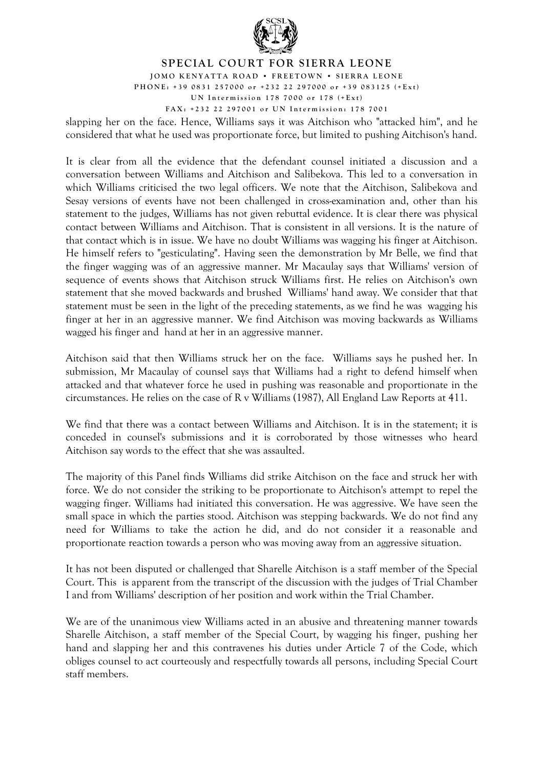slapping her on the face. Hence, Williams says it was Aitchison who "attacked him", and he considered that what he used was proportionate force, but limited to pushing Aitchison's hand.

It is clear from all the evidence that the defendant counsel initiated a discussion and a conversation between Williams and Aitchison and Salibekova. This led to a conversation in which Williams criticised the two legal officers. We note that the Aitchison, Salibekova and Sesay versions of events have not been challenged in cross-examination and, other than his statement to the judges, Williams has not given rebuttal evidence. It is clear there was physical contact between Williams and Aitchison. That is consistent in all versions. It is the nature of that contact which is in issue. We have no doubt Williams was wagging his finger at Aitchison. He himself refers to "gesticulating". Having seen the demonstration by Mr Belle, we find that the finger wagging was of an aggressive manner. Mr Macaulay says that Williams' version of sequence of events shows that Aitchison struck Williams first. He relies on Aitchison's own statement that she moved backwards and brushed Williams' hand away. We consider that that statement must be seen in the light of the preceding statements, as we find he was wagging his finger at her in an aggressive manner. We find Aitchison was moving backwards as Williams wagged his finger and hand at her in an aggressive manner.

Aitchison said that then Williams struck her on the face. Williams says he pushed her. In submission, Mr Macaulay of counsel says that Williams had a right to defend himself when attacked and that whatever force he used in pushing was reasonable and proportionate in the circumstances. He relies on the case of R v Williams (1987), All England Law Reports at 411.

We find that there was a contact between Williams and Aitchison. It is in the statement; it is conceded in counsel's submissions and it is corroborated by those witnesses who heard Aitchison say words to the effect that she was assaulted.

The majority of this Panel finds Williams did strike Aitchison on the face and struck her with force. We do not consider the striking to be proportionate to Aitchison's attempt to repel the wagging finger. Williams had initiated this conversation. He was aggressive. We have seen the small space in which the parties stood. Aitchison was stepping backwards. We do not find any need for Williams to take the action he did, and do not consider it a reasonable and proportionate reaction towards a person who was moving away from an aggressive situation.

It has not been disputed or challenged that Sharelle Aitchison is a staff member of the Special Court. This is apparent from the transcript of the discussion with the judges of Trial Chamber I and from Williams' description of her position and work within the Trial Chamber.

We are of the unanimous view Williams acted in an abusive and threatening manner towards Sharelle Aitchison, a staff member of the Special Court, by wagging his finger, pushing her hand and slapping her and this contravenes his duties under Article 7 of the Code, which obliges counsel to act courteously and respectfully towards all persons, including Special Court staff members.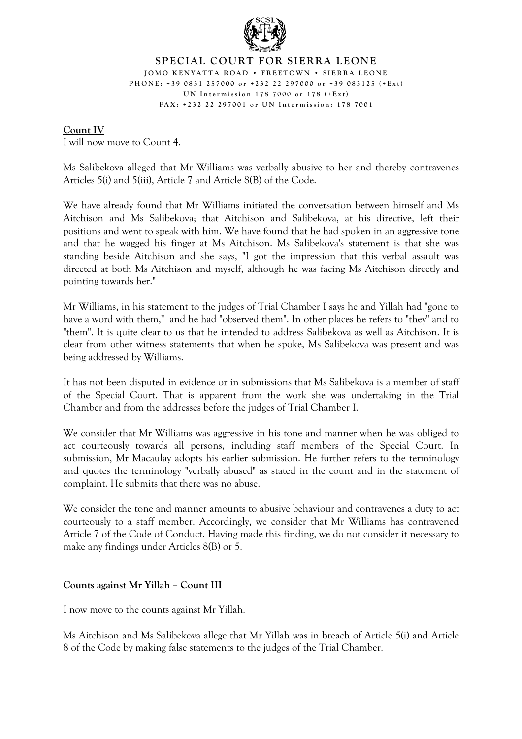**Count IV**

I will now move to Count 4.

Ms Salibekova alleged that Mr Williams was verbally abusive to her and thereby contravenes Articles 5(i) and 5(iii), Article 7 and Article 8(B) of the Code.

We have already found that Mr Williams initiated the conversation between himself and Ms Aitchison and Ms Salibekova; that Aitchison and Salibekova, at his directive, left their positions and went to speak with him. We have found that he had spoken in an aggressive tone and that he wagged his finger at Ms Aitchison. Ms Salibekova's statement is that she was standing beside Aitchison and she says, "I got the impression that this verbal assault was directed at both Ms Aitchison and myself, although he was facing Ms Aitchison directly and pointing towards her."

Mr Williams, in his statement to the judges of Trial Chamber I says he and Yillah had "gone to have a word with them," and he had "observed them". In other places he refers to "they" and to "them". It is quite clear to us that he intended to address Salibekova as well as Aitchison. It is clear from other witness statements that when he spoke, Ms Salibekova was present and was being addressed by Williams.

It has not been disputed in evidence or in submissions that Ms Salibekova is a member of staff of the Special Court. That is apparent from the work she was undertaking in the Trial Chamber and from the addresses before the judges of Trial Chamber I.

We consider that Mr Williams was aggressive in his tone and manner when he was obliged to act courteously towards all persons, including staff members of the Special Court. In submission, Mr Macaulay adopts his earlier submission. He further refers to the terminology and quotes the terminology "verbally abused" as stated in the count and in the statement of complaint. He submits that there was no abuse.

We consider the tone and manner amounts to abusive behaviour and contravenes a duty to act courteously to a staff member. Accordingly, we consider that Mr Williams has contravened Article 7 of the Code of Conduct. Having made this finding, we do not consider it necessary to make any findings under Articles 8(B) or 5.

**Counts against Mr Yillah – Count III**

I now move to the counts against Mr Yillah.

Ms Aitchison and Ms Salibekova allege that Mr Yillah was in breach of Article 5(i) and Article 8 of the Code by making false statements to the judges of the Trial Chamber.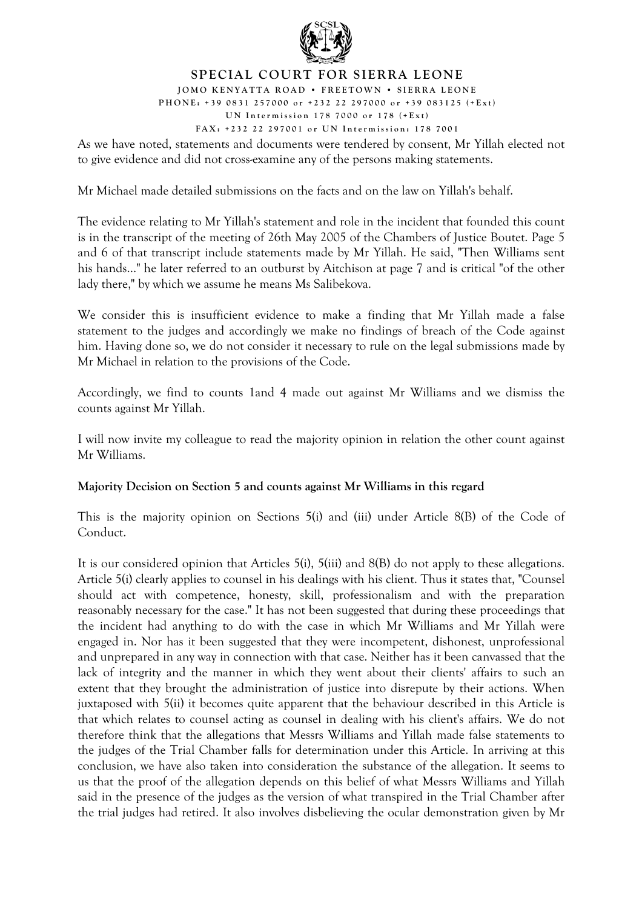As we have noted, statements and documents were tendered by consent, Mr Yillah elected not to give evidence and did not cross-examine any of the persons making statements.

Mr Michael made detailed submissions on the facts and on the law on Yillah's behalf.

The evidence relating to Mr Yillah's statement and role in the incident that founded this count is in the transcript of the meeting of 26th May 2005 of the Chambers of Justice Boutet. Page 5 and 6 of that transcript include statements made by Mr Yillah. He said, "Then Williams sent his hands..." he later referred to an outburst by Aitchison at page 7 and is critical "of the other lady there," by which we assume he means Ms Salibekova.

We consider this is insufficient evidence to make a finding that Mr Yillah made a false statement to the judges and accordingly we make no findings of breach of the Code against him. Having done so, we do not consider it necessary to rule on the legal submissions made by Mr Michael in relation to the provisions of the Code.

Accordingly, we find to counts 1and 4 made out against Mr Williams and we dismiss the counts against Mr Yillah.

I will now invite my colleague to read the majority opinion in relation the other count against Mr Williams.

**Majority Decision on Section 5 and counts against Mr Williams in this regard**

This is the majority opinion on Sections 5(i) and (iii) under Article 8(B) of the Code of Conduct.

It is our considered opinion that Articles 5(i), 5(iii) and 8(B) do not apply to these allegations. Article 5(i) clearly applies to counsel in his dealings with his client. Thus it states that, "Counsel should act with competence, honesty, skill, professionalism and with the preparation reasonably necessary for the case." It has not been suggested that during these proceedings that the incident had anything to do with the case in which Mr Williams and Mr Yillah were engaged in. Nor has it been suggested that they were incompetent, dishonest, unprofessional and unprepared in any way in connection with that case. Neither has it been canvassed that the lack of integrity and the manner in which they went about their clients' affairs to such an extent that they brought the administration of justice into disrepute by their actions. When juxtaposed with 5(ii) it becomes quite apparent that the behaviour described in this Article is that which relates to counsel acting as counsel in dealing with his client's affairs. We do not therefore think that the allegations that Messrs Williams and Yillah made false statements to the judges of the Trial Chamber falls for determination under this Article. In arriving at this conclusion, we have also taken into consideration the substance of the allegation. It seems to us that the proof of the allegation depends on this belief of what Messrs Williams and Yillah said in the presence of the judges as the version of what transpired in the Trial Chamber after the trial judges had retired. It also involves disbelieving the ocular demonstration given by Mr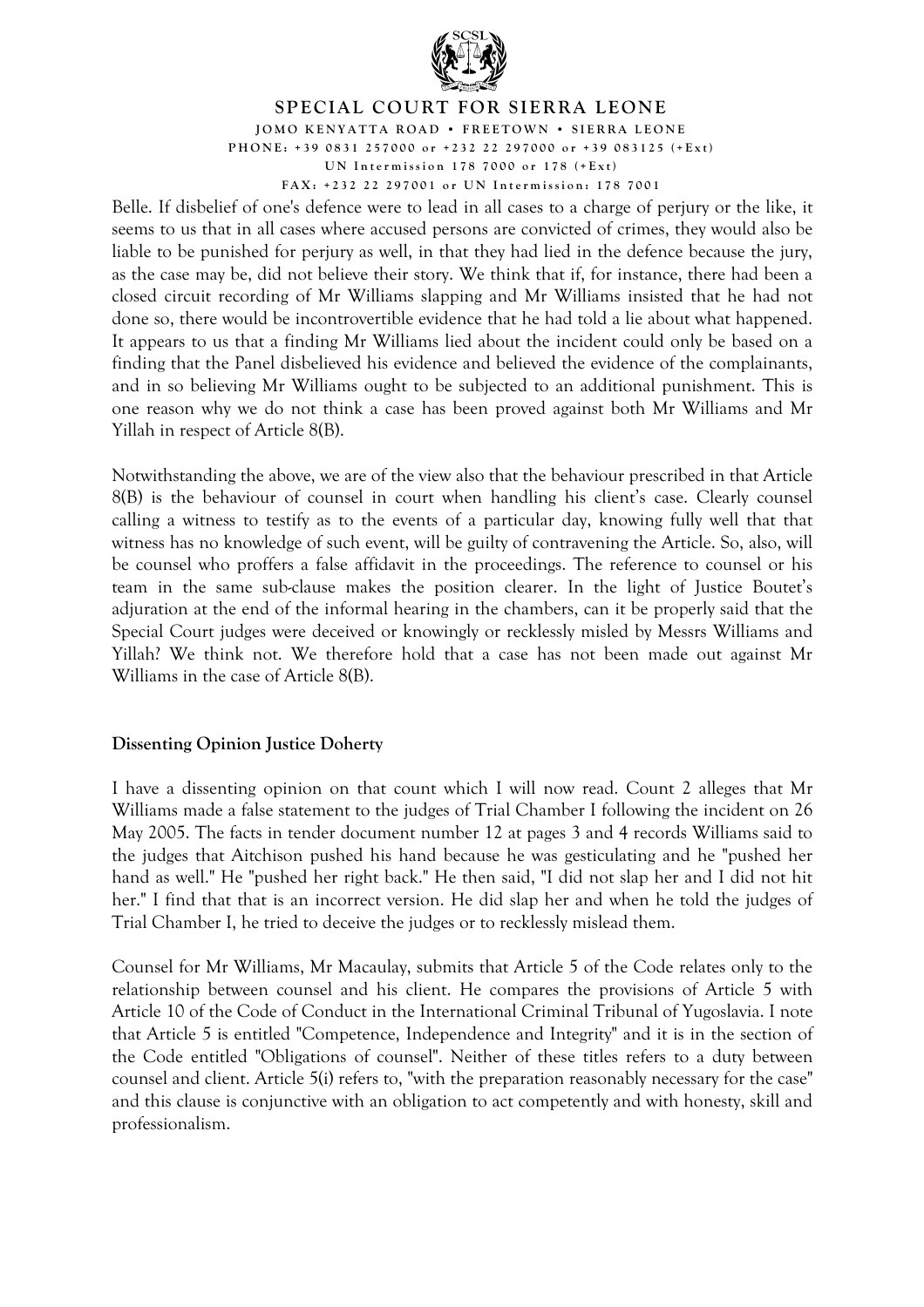Belle. If disbelief of one's defence were to lead in all cases to a charge of perjury or the like, it seems to us that in all cases where accused persons are convicted of crimes, they would also be liable to be punished for perjury as well, in that they had lied in the defence because the jury, as the case may be, did not believe their story. We think that if, for instance, there had been a closed circuit recording of Mr Williams slapping and Mr Williams insisted that he had not done so, there would be incontrovertible evidence that he had told a lie about what happened. It appears to us that a finding Mr Williams lied about the incident could only be based on a finding that the Panel disbelieved his evidence and believed the evidence of the complainants, and in so believing Mr Williams ought to be subjected to an additional punishment. This is one reason why we do not think a case has been proved against both Mr Williams and Mr Yillah in respect of Article 8(B).

Notwithstanding the above, we are of the view also that the behaviour prescribed in that Article 8(B) is the behaviour of counsel in court when handling his client's case. Clearly counsel calling a witness to testify as to the events of a particular day, knowing fully well that that witness has no knowledge of such event, will be guilty of contravening the Article. So, also, will be counsel who proffers a false affidavit in the proceedings. The reference to counsel or his team in the same sub-clause makes the position clearer. In the light of Justice Boutet's adjuration at the end of the informal hearing in the chambers, can it be properly said that the Special Court judges were deceived or knowingly or recklessly misled by Messrs Williams and Yillah? We think not. We therefore hold that a case has not been made out against Mr Williams in the case of Article 8(B).

**Dissenting Opinion Justice Doherty**

I have a dissenting opinion on that count which I will now read. Count 2 alleges that Mr Williams made a false statement to the judges of Trial Chamber I following the incident on 26 May 2005. The facts in tender document number 12 at pages 3 and 4 records Williams said to the judges that Aitchison pushed his hand because he was gesticulating and he "pushed her hand as well." He "pushed her right back." He then said, "I did not slap her and I did not hit her." I find that that is an incorrect version. He did slap her and when he told the judges of Trial Chamber I, he tried to deceive the judges or to recklessly mislead them.

Counsel for Mr Williams, Mr Macaulay, submits that Article 5 of the Code relates only to the relationship between counsel and his client. He compares the provisions of Article 5 with Article 10 of the Code of Conduct in the International Criminal Tribunal of Yugoslavia. I note that Article 5 is entitled "Competence, Independence and Integrity" and it is in the section of the Code entitled "Obligations of counsel". Neither of these titles refers to a duty between counsel and client. Article 5(i) refers to, "with the preparation reasonably necessary for the case" and this clause is conjunctive with an obligation to act competently and with honesty, skill and professionalism.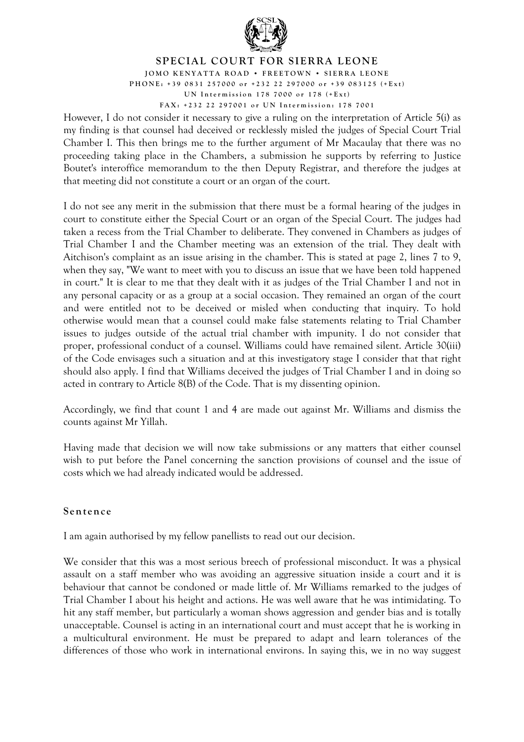However, I do not consider it necessary to give a ruling on the interpretation of Article 5(i) as my finding is that counsel had deceived or recklessly misled the judges of Special Court Trial Chamber I. This then brings me to the further argument of Mr Macaulay that there was no proceeding taking place in the Chambers, a submission he supports by referring to Justice Boutet's interoffice memorandum to the then Deputy Registrar, and therefore the judges at that meeting did not constitute a court or an organ of the court.

I do not see any merit in the submission that there must be a formal hearing of the judges in court to constitute either the Special Court or an organ of the Special Court. The judges had taken a recess from the Trial Chamber to deliberate. They convened in Chambers as judges of Trial Chamber I and the Chamber meeting was an extension of the trial. They dealt with Aitchison's complaint as an issue arising in the chamber. This is stated at page 2, lines 7 to 9, when they say, "We want to meet with you to discuss an issue that we have been told happened in court." It is clear to me that they dealt with it as judges of the Trial Chamber I and not in any personal capacity or as a group at a social occasion. They remained an organ of the court and were entitled not to be deceived or misled when conducting that inquiry. To hold otherwise would mean that a counsel could make false statements relating to Trial Chamber issues to judges outside of the actual trial chamber with impunity. I do not consider that proper, professional conduct of a counsel. Williams could have remained silent. Article 30(iii) of the Code envisages such a situation and at this investigatory stage I consider that that right should also apply. I find that Williams deceived the judges of Trial Chamber I and in doing so acted in contrary to Article 8(B) of the Code. That is my dissenting opinion.

Accordingly, we find that count 1 and 4 are made out against Mr. Williams and dismiss the counts against Mr Yillah.

Having made that decision we will now take submissions or any matters that either counsel wish to put before the Panel concerning the sanction provisions of counsel and the issue of costs which we had already indicated would be addressed.

## Sentence

I am again authorised by my fellow panellists to read out our decision.

We consider that this was a most serious breech of professional misconduct. It was a physical assault on a staff member who was avoiding an aggressive situation inside a court and it is behaviour that cannot be condoned or made little of. Mr Williams remarked to the judges of Trial Chamber I about his height and actions. He was well aware that he was intimidating. To hit any staff member, but particularly a woman shows aggression and gender bias and is totally unacceptable. Counsel is acting in an international court and must accept that he is working in a multicultural environment. He must be prepared to adapt and learn tolerances of the differences of those who work in international environs. In saying this, we in no way suggest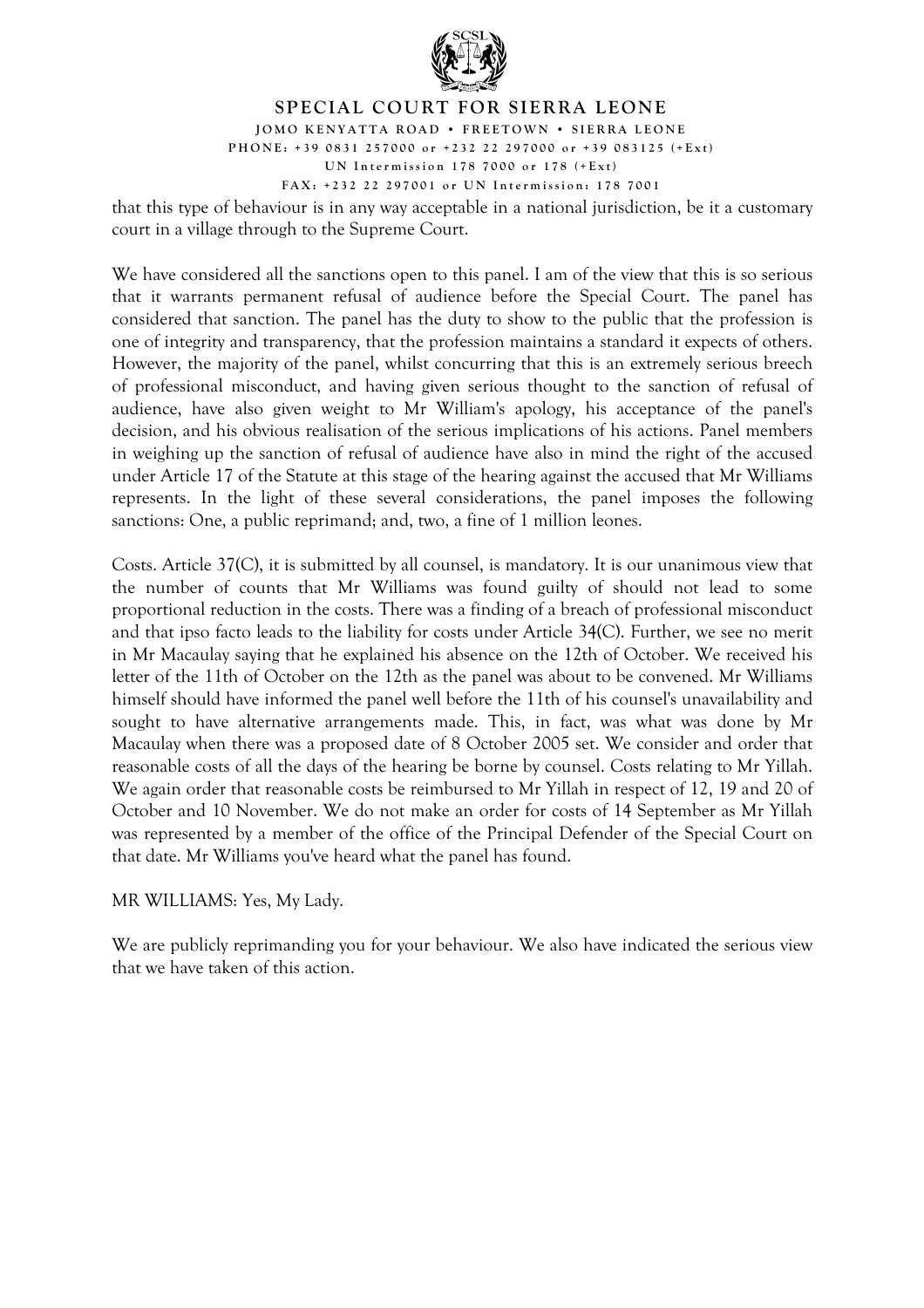that this type of behaviour is in any way acceptable in a national jurisdiction, be it a customary court in a village through to the Supreme Court.

We have considered all the sanctions open to this panel. I am of the view that this is so serious that it warrants permanent refusal of audience before the Special Court. The panel has considered that sanction. The panel has the duty to show to the public that the profession is one of integrity and transparency, that the profession maintains a standard it expects of others. However, the majority of the panel, whilst concurring that this is an extremely serious breech of professional misconduct, and having given serious thought to the sanction of refusal of audience, have also given weight to Mr William's apology, his acceptance of the panel's decision, and his obvious realisation of the serious implications of his actions. Panel members in weighing up the sanction of refusal of audience have also in mind the right of the accused under Article 17 of the Statute at this stage of the hearing against the accused that Mr Williams represents. In the light of these several considerations, the panel imposes the following sanctions: One, a public reprimand; and, two, a fine of 1 million leones.

Costs. Article 37(C), it is submitted by all counsel, is mandatory. It is our unanimous view that the number of counts that Mr Williams was found guilty of should not lead to some proportional reduction in the costs. There was a finding of a breach of professional misconduct and that ipso facto leads to the liability for costs under Article 34(C). Further, we see no merit in Mr Macaulay saying that he explained his absence on the 12th of October. We received his letter of the 11th of October on the 12th as the panel was about to be convened. Mr Williams himself should have informed the panel well before the 11th of his counsel's unavailability and sought to have alternative arrangements made. This, in fact, was what was done by Mr Macaulay when there was a proposed date of 8 October 2005 set. We consider and order that reasonable costs of all the days of the hearing be borne by counsel. Costs relating to Mr Yillah. We again order that reasonable costs be reimbursed to Mr Yillah in respect of 12, 19 and 20 of October and 10 November. We do not make an order for costs of 14 September as Mr Yillah was represented by a member of the office of the Principal Defender of the Special Court on that date. Mr Williams you've heard what the panel has found.

MR WILLIAMS: Yes, My Lady.

We are publicly reprimanding you for your behaviour. We also have indicated the serious view that we have taken of this action.